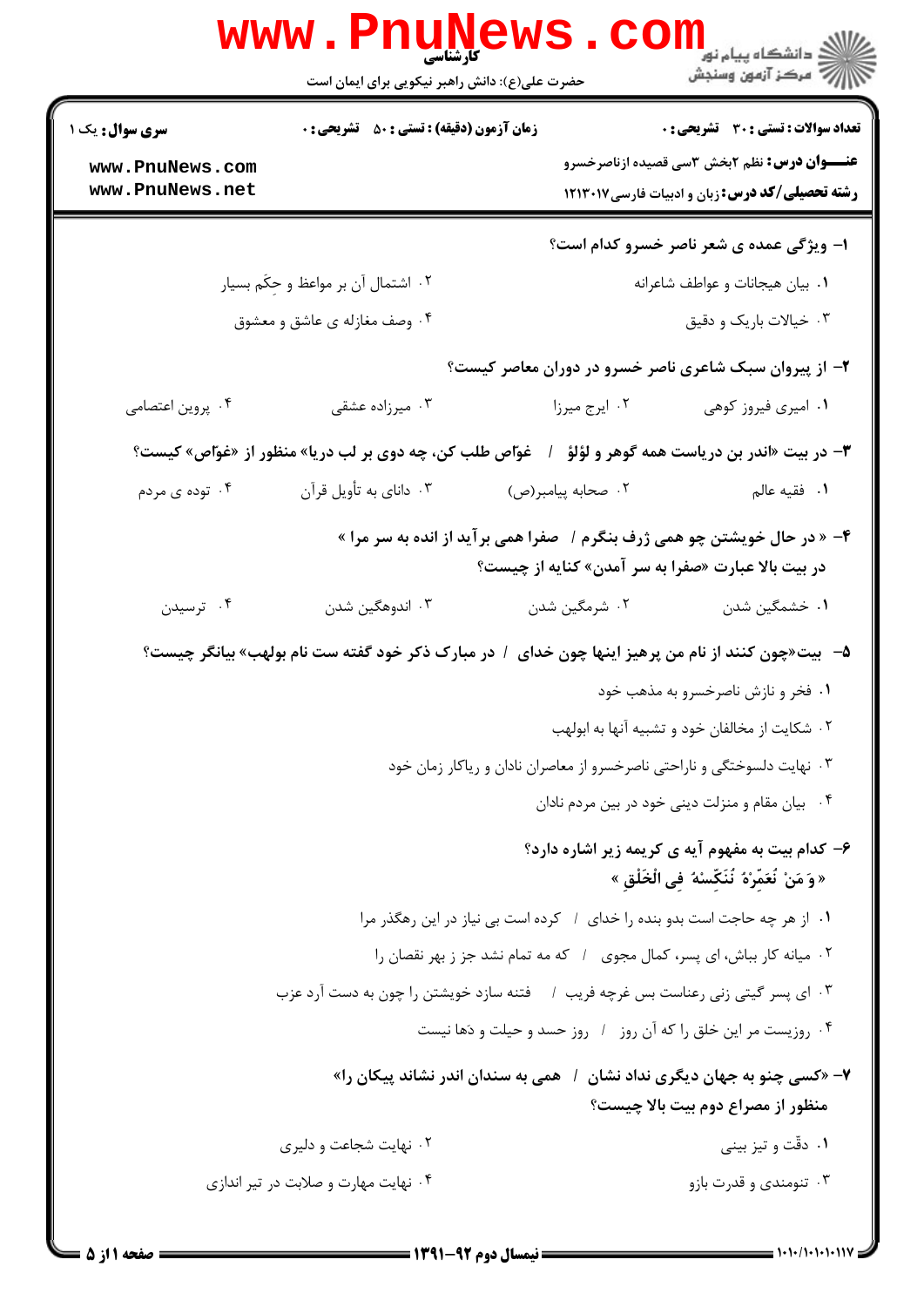**سری سوال:** یک ۱

**زمان آزمون (دقیقه) : تستی : ۵۰ تشریحی : ۰**

**تعداد سوالات : تستی : ۳۰ تشریحی : ۰**

**عنـــوان درس:** نظم ۲بخش ۳سی قصیده ازناصرخسرو

**رشته تحصیلی/کد درس:** زبان و ادبیات فارسی ۱۲۱۳۰۱۷

**۱– ویژگی عمده ی شعر ناصر خسرو کدام است؟**

۱. بیان هیجانات و عواطف شاعرانه

۲. اشتمال آن بر مواعظ و حِکَم بسیار

۳. خیالات باریک و دقیق

۴. وصف مغازله ی عاشق و معشوق

**۲– از پیروان سبک شاعری ناصر خسرو در دوران معاصر کیست؟**

۱. امیری فیروز کوهی

۲. ایرج میرزا

۳. میرزاده عشقی

۴. پروین اعتصامی

**۳– در بیت «اندر بن دریاست همه گوهر و لؤلؤ / غوّاص طلب کن، چه دوی بر لب دریا» منظور از «غوّاص» کیست؟**

۱. فقیه عالم

۲. صحابه پیامبر(ص)

۳. دانای به تأویل قرآن

۴. توده ی مردم

**۴– « در حال خویشتن چو همی ژرف بنگرم / صفرا همی برآید از انده به سر مرا »**
**در بیت بالا عبارت «صفرا به سر آمدن» کنایه از چیست؟**

۱. خشمگین شدن

۲. شرمگین شدن

۳. اندوهگین شدن

۴. ترسیدن

**۵– بیت«چون کنند از نام من پرهیز اینها چون خدای / در مبارک ذکر خود گفته ست نام بولهب» بیانگر چیست؟**

۱. فخر و نازش ناصرخسرو به مذهب خود

۲. شکایت از مخالفان خود و تشبیه آنها به ابولهب

۳. نهایت دلسوختگی و ناراحتی ناصرخسرو از معاصران نادان و ریاکار زمان خود

۴. بیان مقام و منزلت دینی خود در بین مردم نادان

**۶– کدام بیت به مفهوم آیه ی کریمه زیر اشاره دارد؟**
**« وَ مَنْ نُعَمِّرْهُ نُنَكِّسْهُ فِي الْخَلْقِ »**

۱. از هر چه حاجت است بدو بنده را خدای / کرده است بی نیاز در این رهگذر مرا

۲. میانه کار بباش، ای پسر، کمال مجوی / که مه تمام نشد جز ز بهر نقصان را

۳. ای پسر گیتی زنی رعناست بس غرچه فریب / فتنه سازد خویشتن را چون به دست آرد عزب

۴. روزیست مر این خلق را که آن روز / روز حسد و حیلت و دَها نیست

**۷– «کسی چنو به جهان دیگری نداد نشان / همی به سندان اندر نشاند پیکان را»**
**منظور از مصراع دوم بیت بالا چیست؟**

۱. دقّت و تیز بینی

۲. نهایت شجاعت و دلیری

۳. تنومندی و قدرت بازو

۴. نهایت مهارت و صلابت در تیر اندازی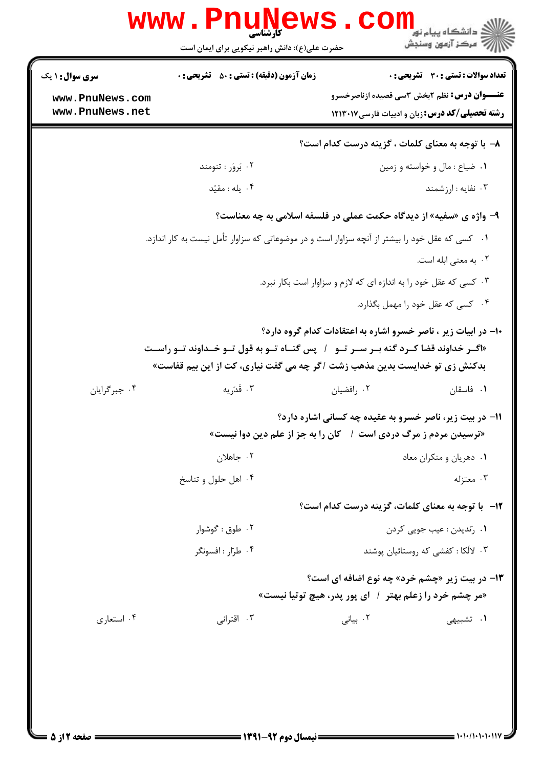**تعداد سوالات : تستی : ۳۰ تشریحی : ۰** | **زمان آزمون (دقیقه) : تستی : ۵۰ تشریحی : ۰** | **سری سوال : ۱ یک**

**عنـــوان درس:** نظم ۲بخش ۳سی قصیده ازناصرخسرو

**رشته تحصیلی/کد درس:** زبان و ادبیات فارسی ۱۲۱۳۰۱۷

**۸- با توجه به معنای کلمات ، گزینه درست کدام است؟**

۱. ضیاع : مال و خواسته و زمین
۲. بَرور : تنومند
۳. نفایه : ارزشمند
۴. یله : مقیّد

**۹- واژه ی «سفیه» از دیدگاه حکمت عملی در فلسفه اسلامی به چه معناست؟**

۱. کسی که عقل خود را بیشتر از آنچه سزاوار است و در موضوعاتی که سزاوار تأمل نیست به کار اندازد.
۲. به معنی ابله است.
۳. کسی که عقل خود را به اندازه ای که لازم و سزاوار است بکار نبرد.
۴. کسی که عقل خود را مهمل بگذارد.

**۱۰- در ابیات زیر ، ناصر خسرو اشاره به اعتقادات کدام گروه دارد؟**

**«اگـر خداوند قضا کـرد گنه بـر سـر تـو / پس گنـاه تـو به قول تـو خـداوند تـو راسـت**
**بدکنش زی تو خدایست بدین مذهب زشت / گر چه می گفت نیاری، کت از این بیم قفاست»**

۱. فاسقان
۲. رافضیان
۳. قَدَریه
۴. جبرگرایان

**۱۱- در بیت زیر، ناصر خسرو به عقیده چه کسانی اشاره دارد؟**

**«ترسیدن مردم ز مرگ دردی است / کان را به جز از علم دین دوا نیست»**

۱. دهریان و منکران معاد
۲. جاهلان
۳. معتزله
۴. اهل حلول و تناسخ

**۱۲- با توجه به معنای کلمات، گزینه درست کدام است؟**

۱. رَندیدن : عیب جویی کردن
۲. طوق : گوشوار
۳. لالَکا : کفشی که روستائیان پوشند
۴. طرّار : افسونگر

**۱۳- در بیت زیر «چشم خرد» چه نوع اضافه ای است؟**

**«مر چشم خرد را زعلم بهتر / ای پور پدر، هیچ توتیا نیست»**

۱. تشبیهی
۲. بیانی
۳. اقترانی
۴. استعاری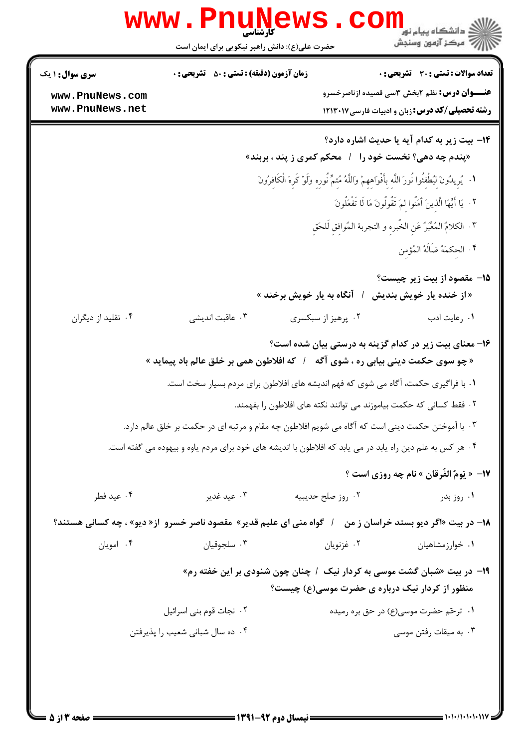**تعداد سوالات : تستی : ۳۰ تشریحی : ۰** | **زمان آزمون (دقیقه) : تستی : ۵۰ تشریحی : ۰** | **سری سوال : ۱ یک**

**عنـــوان درس:** نظم ۲بخش ۳سی قصیده ازناصرخسرو

**رشته تحصیلی/کد درس:** زبان و ادبیات فارسی ۱۲۱۳۰۱۷

---

**۱۴- بیت زیر به کدام آیه یا حدیث اشاره دارد؟**

«پندم چه دهی؟ نخست خود را / محکم کمری ز پند ، بربند»

۱. يُرِيدُونَ لِيُطْفِئُوا نُورَ اللَّهِ بِأَفْوَاهِهِمْ وَاللَّهُ مُتِمُّ نُورِهِ وَلَوْ كَرِهَ الْكَافِرُونَ

۲. يَا أَيُّهَا الَّذِينَ آمَنُوا لِمَ تَقُولُونَ مَا لَا تَفْعَلُونَ

۳. الكلامُ المُعَبِّرُ عَنِ الخُبرِه و التجربة المُوافِق لَلحَق

۴. الحِكمَةُ ضَالَّةُ المُؤمن

**۱۵- مقصود از بیت زیر چیست؟**

«از خنده یار خویش بندیش / آنگاه به یار خویش برخند »

۱. رعایت ادب
۲. پرهیز از سبکسری
۳. عاقبت اندیشی
۴. تقلید از دیگران

**۱۶- معنای بیت زیر در کدام گزینه به درستی بیان شده است؟**

« چو سوی حکمت دینی بیابی ره ، شوی آگه / که افلاطون همی بر خلق عالم باد پیماید »

۱. با فراگیری حکمت، آگاه می شوی که فهم اندیشه های افلاطون برای مردم بسیار سخت است.

۲. فقط کسانی که حکمت بیاموزند می توانند نکته های افلاطون را بفهمند.

۳. با آموختن حکمت دینی است که آگاه می شویم افلاطون چه مقام و مرتبه ای در حکمت بر خلق عالم دارد.

۴. هر کس به علم دین راه یابد در می یابد که افلاطون با اندیشه های خود برای مردم یاوه و بیهوده می گفته است.

**۱۷- « یَومُ الفُرقان » نام چه روزی است ؟**

۱. روز بدر
۲. روز صلح حدیبیه
۳. عید غدیر
۴. عید فطر

**۱۸- در بیت «اگر دیو بستد خراسان ز من / گواه منی ای علیم قدیر» مقصود ناصر خسرو از« دیو» ، چه کسانی هستند؟**

۱. خوارزمشاهیان
۲. غزنویان
۳. سلجوقیان
۴. امویان

**۱۹- در بیت «شبان گشت موسی به کردار نیک / چنان چون شنودی بر این خفته رم»**
**منظور از کردار نیک درباره ی حضرت موسی(ع) چیست؟**

۱. ترحّم حضرت موسی(ع) در حق بره رمیده
۲. نجات قوم بنی اسرائیل
۳. به میقات رفتن موسی
۴. ده سال شبانی شعیب را پذیرفتن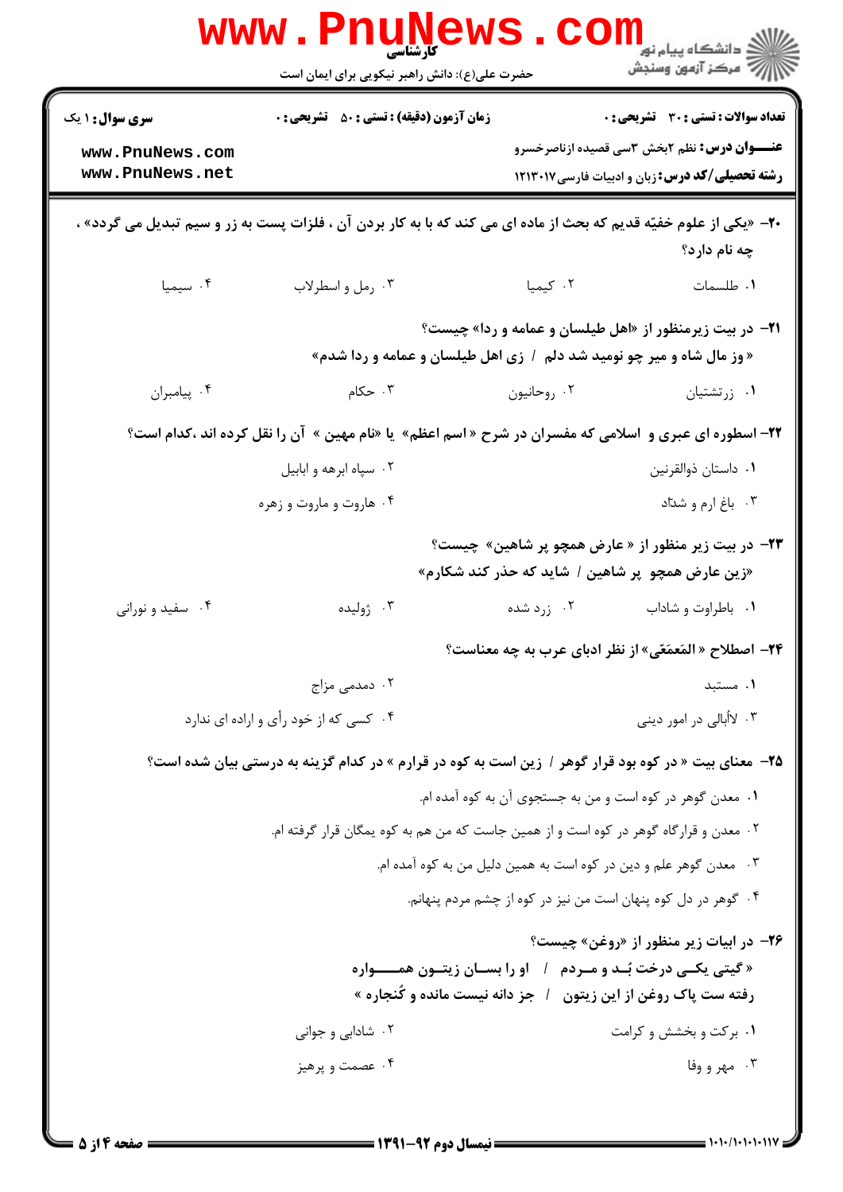**سری سوال:** ۱ یک | **زمان آزمون (دقیقه) : تستی :** ۵۰ **تشریحی :** ۰ | **تعداد سوالات : تستی :** ۳۰ **تشریحی :** ۰

**عنـــوان درس:** نظم ۲بخش ۳سی قصیده ازناصرخسرو

**رشته تحصیلی/کد درس:** زبان و ادبیات فارسی ۱۲۱۳۰۱۷

**۲۰-** «یکی از علوم خفیّه قدیم که بحث از ماده ای می کند که با به کار بردن آن ، فلزات پست به زر و سیم تبدیل می گردد» ، چه نام دارد؟

۱. طلسمات
۲. کیمیا
۳. رمل و اسطرلاب
۴. سیمیا

**۲۱-** در بیت زیرمنظور از «اهل طیلسان و عمامه و ردا» چیست؟

«وز مال شاه و میر چو نومید شد دلم / زی اهل طیلسان و عمامه و ردا شدم»

۱. زرتشتیان
۲. روحانیون
۳. حکام
۴. پیامبران

**۲۲-** اسطوره ای عبری و اسلامی که مفسران در شرح « اسم اعظم» یا «نام مهین » آن را نقل کرده اند ،کدام است؟

۱. داستان ذوالقرنین
۲. سپاه ابرهه و ابابیل
۳. باغ ارم و شدّاد
۴. هاروت و ماروت و زهره

**۲۳-** در بیت زیر منظور از « عارض همچو پر شاهین» چیست؟

«زین عارض همچو پر شاهین / شاید که حذر کند شکارم»

۱. باطراوت و شاداب
۲. زرد شده
۳. ژولیده
۴. سفید و نورانی

**۲۴-** اصطلاح « المَعمّی» از نظر ادبای عرب به چه معناست؟

۱. مستبد
۲. دمدمی مزاج
۳. لاأبالی در امور دینی
۴. کسی که از خود رأی و اراده ای ندارد

**۲۵-** معنای بیت « در کوه بود قرار گوهر / زین است به کوه در قرارم » در کدام گزینه به درستی بیان شده است؟

۱. معدن گوهر در کوه است و من به جستجوی آن به کوه آمده ام.
۲. معدن و قرارگاه گوهر در کوه است و از همین جاست که من هم به کوه یمگان قرار گرفته ام.
۳. معدن گوهر علم و دین در کوه است به همین دلیل من به کوه آمده ام.
۴. گوهر در دل کوه پنهان است من نیز در کوه از چشم مردم پنهانم.

**۲۶-** در ابیات زیر منظور از «روغن» چیست؟

« گیتی یکـی درخت بُـد و مـردم / او را بسـان زیتـون همــــواره
رفته ست پاک روغن از این زیتون / جز دانه نیست مانده و کُنجاره »

۱. برکت و بخشش و کرامت
۲. شادابی و جوانی
۳. مهر و وفا
۴. عصمت و پرهیز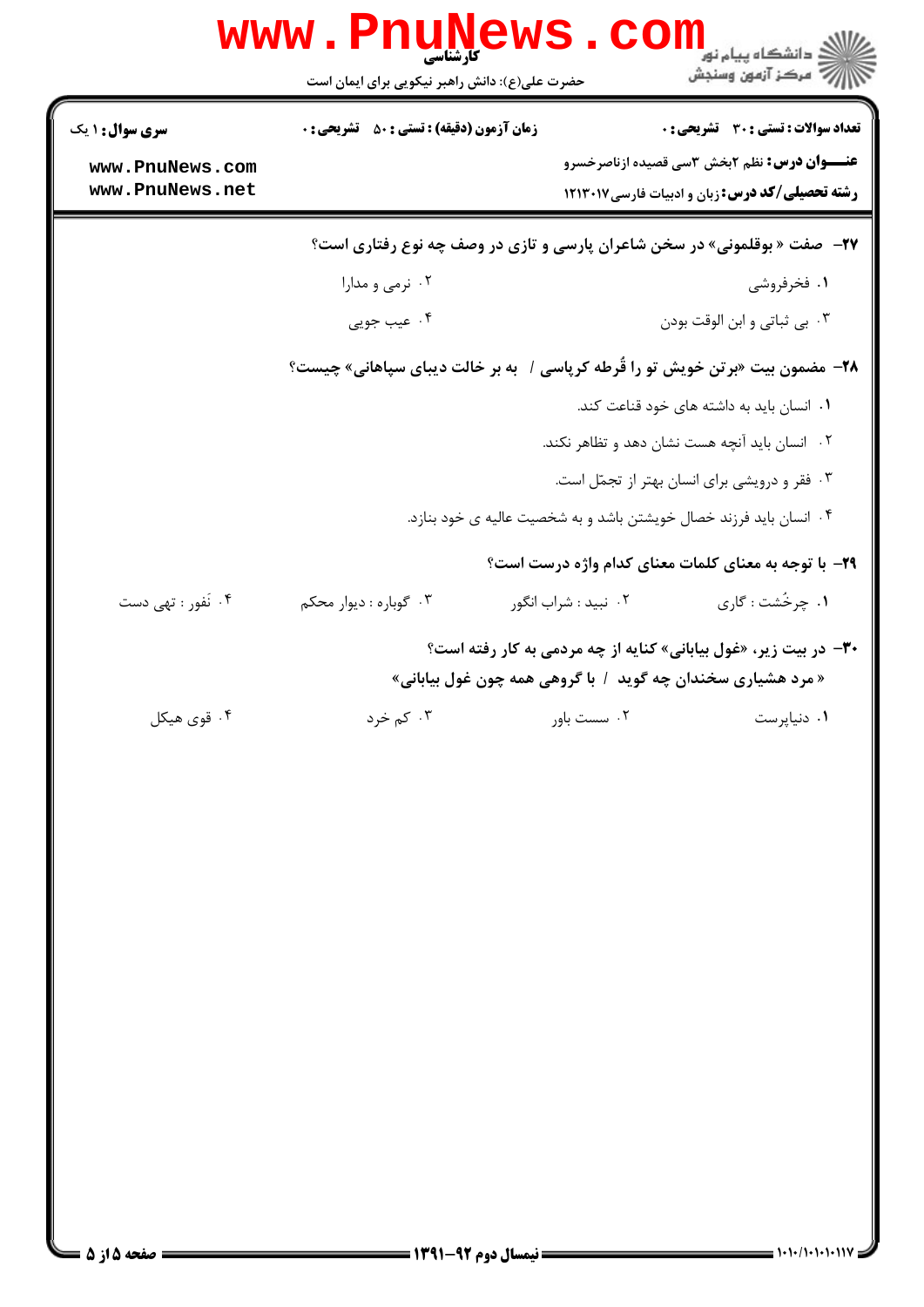**۲۷- صفت « بوقلمونی» در سخن شاعران پارسی و تازی در وصف چه نوع رفتاری است؟**

۱. فخرفروشی

۲. نرمی و مدارا

۳. بی ثباتی و ابن الوقت بودن

۴. عیب جویی

**۲۸- مضمون بیت «برتن خویش تو را قُرطه کرپاسی / به بر خالت دیبای سپاهانی» چیست؟**

۱. انسان باید به داشته های خود قناعت کند.

۲. انسان باید آنچه هست نشان دهد و تظاهر نکند.

۳. فقر و درویشی برای انسان بهتر از تجمّل است.

۴. انسان باید فرزند خصال خویشتن باشد و به شخصیت عالیه ی خود بنازد.

**۲۹- با توجه به معنای کلمات معنای کدام واژه درست است؟**

۱. چرخُشت : گاری

۲. نبید : شراب انگور

۳. گوباره : دیوار محکم

۴. نَفور : تهی دست

**۳۰- در بیت زیر، «غول بیابانی» کنایه از چه مردمی به کار رفته است؟**

**« مرد هشیاری سخندان چه گوید / با گروهی همه چون غول بیابانی»**

۱. دنیاپرست

۲. سست باور

۳. کم خرد

۴. قوی هیکل